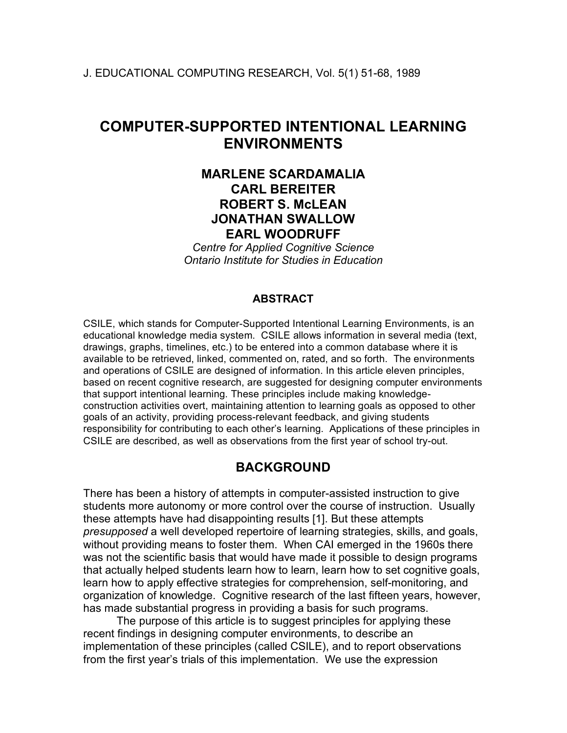J. EDUCATIONAL COMPUTING RESEARCH, Vol. 5(1) 51-68, 1989

# COMPUTER-SUPPORTED INTENTIONAL LEARNING ENVIRONMENTS

**MARLENE SCARDAMALIA**
**CARL BEREITER**
**ROBERT S. McLEAN**
**JONATHAN SWALLOW**
**EARL WOODRUFF**

*Centre for Applied Cognitive Science*
*Ontario Institute for Studies in Education*

### ABSTRACT

CSILE, which stands for Computer-Supported Intentional Learning Environments, is an educational knowledge media system. CSILE allows information in several media (text, drawings, graphs, timelines, etc.) to be entered into a common database where it is available to be retrieved, linked, commented on, rated, and so forth. The environments and operations of CSILE are designed of information. In this article eleven principles, based on recent cognitive research, are suggested for designing computer environments that support intentional learning. These principles include making knowledge-construction activities overt, maintaining attention to learning goals as opposed to other goals of an activity, providing process-relevant feedback, and giving students responsibility for contributing to each other's learning. Applications of these principles in CSILE are described, as well as observations from the first year of school try-out.

## BACKGROUND

There has been a history of attempts in computer-assisted instruction to give students more autonomy or more control over the course of instruction. Usually these attempts have had disappointing results [1]. But these attempts *presupposed* a well developed repertoire of learning strategies, skills, and goals, without providing means to foster them. When CAI emerged in the 1960s there was not the scientific basis that would have made it possible to design programs that actually helped students learn how to learn, learn how to set cognitive goals, learn how to apply effective strategies for comprehension, self-monitoring, and organization of knowledge. Cognitive research of the last fifteen years, however, has made substantial progress in providing a basis for such programs.

The purpose of this article is to suggest principles for applying these recent findings in designing computer environments, to describe an implementation of these principles (called CSILE), and to report observations from the first year's trials of this implementation. We use the expression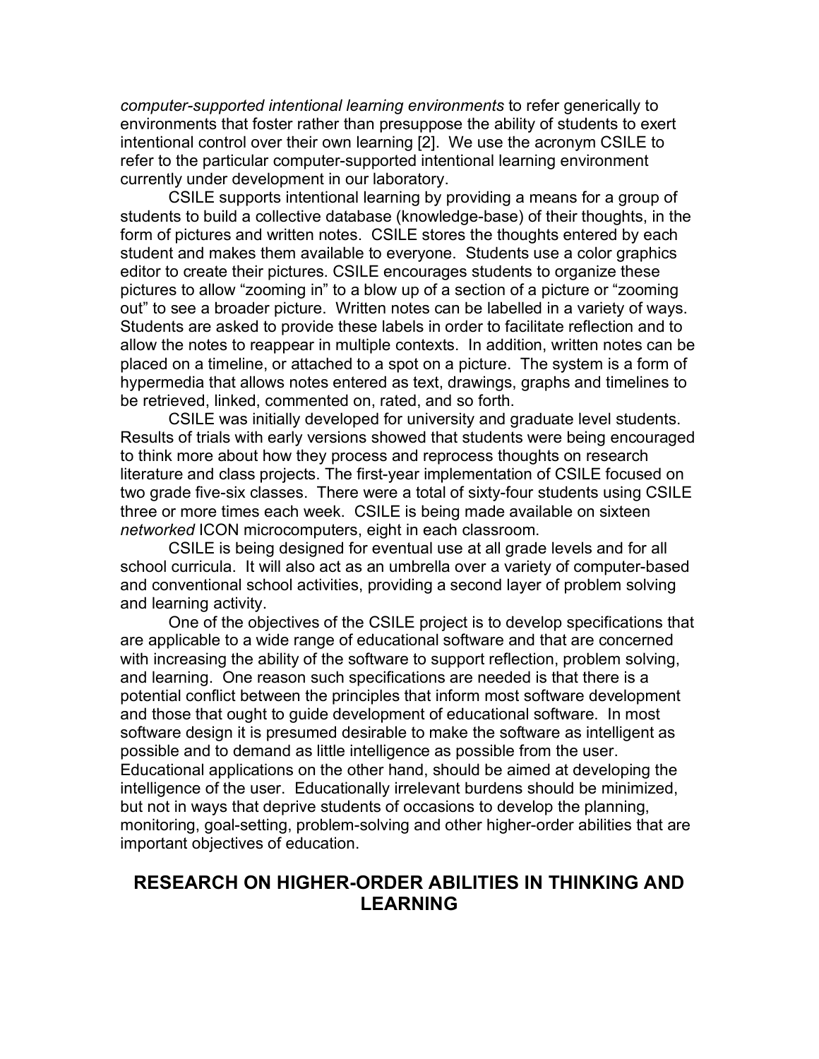*computer-supported intentional learning environments* to refer generically to environments that foster rather than presuppose the ability of students to exert intentional control over their own learning [2]. We use the acronym CSILE to refer to the particular computer-supported intentional learning environment currently under development in our laboratory.

CSILE supports intentional learning by providing a means for a group of students to build a collective database (knowledge-base) of their thoughts, in the form of pictures and written notes. CSILE stores the thoughts entered by each student and makes them available to everyone. Students use a color graphics editor to create their pictures. CSILE encourages students to organize these pictures to allow "zooming in" to a blow up of a section of a picture or "zooming out" to see a broader picture. Written notes can be labelled in a variety of ways. Students are asked to provide these labels in order to facilitate reflection and to allow the notes to reappear in multiple contexts. In addition, written notes can be placed on a timeline, or attached to a spot on a picture. The system is a form of hypermedia that allows notes entered as text, drawings, graphs and timelines to be retrieved, linked, commented on, rated, and so forth.

CSILE was initially developed for university and graduate level students. Results of trials with early versions showed that students were being encouraged to think more about how they process and reprocess thoughts on research literature and class projects. The first-year implementation of CSILE focused on two grade five-six classes. There were a total of sixty-four students using CSILE three or more times each week. CSILE is being made available on sixteen *networked* ICON microcomputers, eight in each classroom.

CSILE is being designed for eventual use at all grade levels and for all school curricula. It will also act as an umbrella over a variety of computer-based and conventional school activities, providing a second layer of problem solving and learning activity.

One of the objectives of the CSILE project is to develop specifications that are applicable to a wide range of educational software and that are concerned with increasing the ability of the software to support reflection, problem solving, and learning. One reason such specifications are needed is that there is a potential conflict between the principles that inform most software development and those that ought to guide development of educational software. In most software design it is presumed desirable to make the software as intelligent as possible and to demand as little intelligence as possible from the user. Educational applications on the other hand, should be aimed at developing the intelligence of the user. Educationally irrelevant burdens should be minimized, but not in ways that deprive students of occasions to develop the planning, monitoring, goal-setting, problem-solving and other higher-order abilities that are important objectives of education.

## RESEARCH ON HIGHER-ORDER ABILITIES IN THINKING AND LEARNING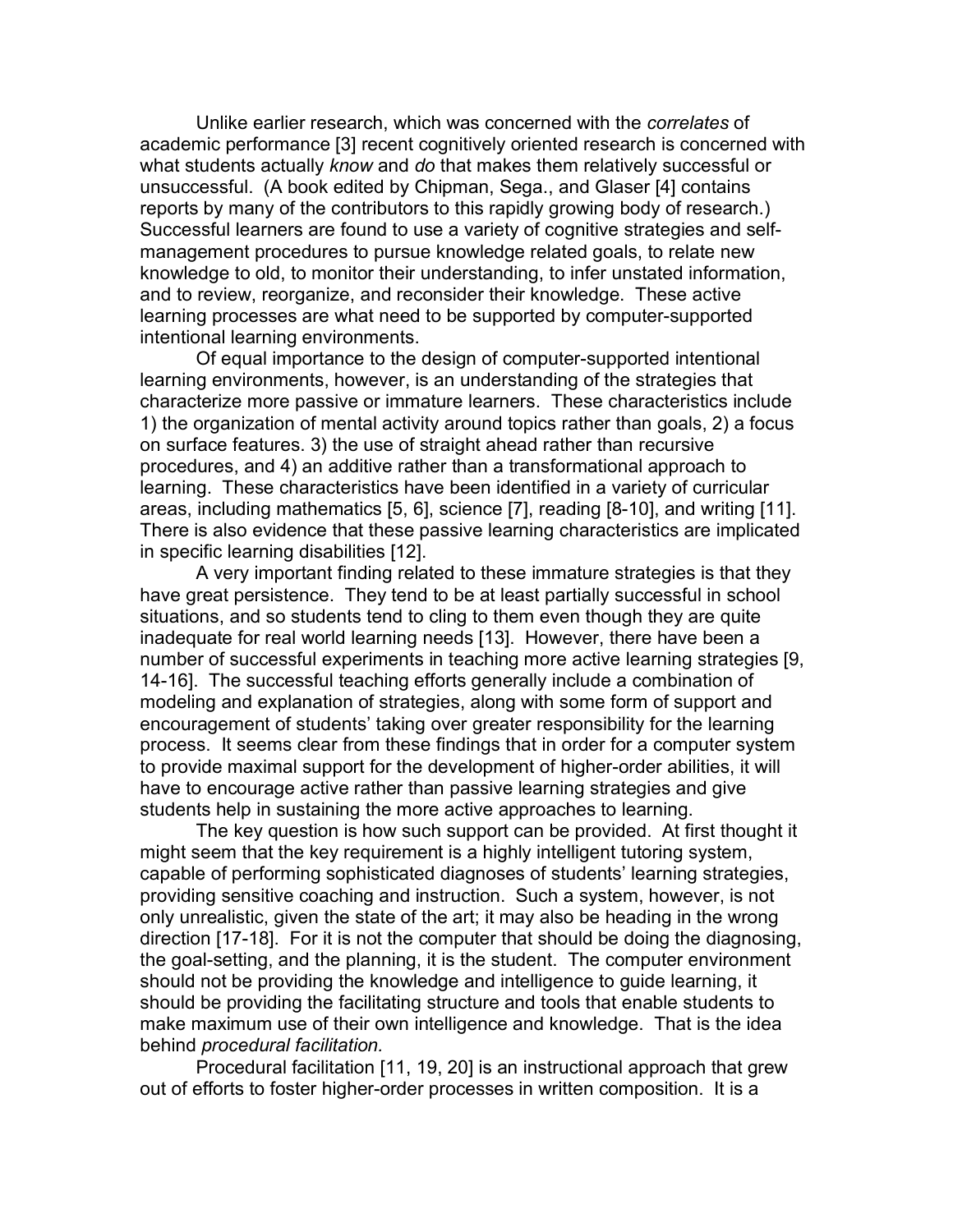Unlike earlier research, which was concerned with the *correlates* of academic performance [3] recent cognitively oriented research is concerned with what students actually *know* and *do* that makes them relatively successful or unsuccessful. (A book edited by Chipman, Sega., and Glaser [4] contains reports by many of the contributors to this rapidly growing body of research.) Successful learners are found to use a variety of cognitive strategies and self-management procedures to pursue knowledge related goals, to relate new knowledge to old, to monitor their understanding, to infer unstated information, and to review, reorganize, and reconsider their knowledge. These active learning processes are what need to be supported by computer-supported intentional learning environments.

Of equal importance to the design of computer-supported intentional learning environments, however, is an understanding of the strategies that characterize more passive or immature learners. These characteristics include 1) the organization of mental activity around topics rather than goals, 2) a focus on surface features. 3) the use of straight ahead rather than recursive procedures, and 4) an additive rather than a transformational approach to learning. These characteristics have been identified in a variety of curricular areas, including mathematics [5, 6], science [7], reading [8-10], and writing [11]. There is also evidence that these passive learning characteristics are implicated in specific learning disabilities [12].

A very important finding related to these immature strategies is that they have great persistence. They tend to be at least partially successful in school situations, and so students tend to cling to them even though they are quite inadequate for real world learning needs [13]. However, there have been a number of successful experiments in teaching more active learning strategies [9, 14-16]. The successful teaching efforts generally include a combination of modeling and explanation of strategies, along with some form of support and encouragement of students' taking over greater responsibility for the learning process. It seems clear from these findings that in order for a computer system to provide maximal support for the development of higher-order abilities, it will have to encourage active rather than passive learning strategies and give students help in sustaining the more active approaches to learning.

The key question is how such support can be provided. At first thought it might seem that the key requirement is a highly intelligent tutoring system, capable of performing sophisticated diagnoses of students' learning strategies, providing sensitive coaching and instruction. Such a system, however, is not only unrealistic, given the state of the art; it may also be heading in the wrong direction [17-18]. For it is not the computer that should be doing the diagnosing, the goal-setting, and the planning, it is the student. The computer environment should not be providing the knowledge and intelligence to guide learning, it should be providing the facilitating structure and tools that enable students to make maximum use of their own intelligence and knowledge. That is the idea behind *procedural facilitation.*

Procedural facilitation [11, 19, 20] is an instructional approach that grew out of efforts to foster higher-order processes in written composition. It is a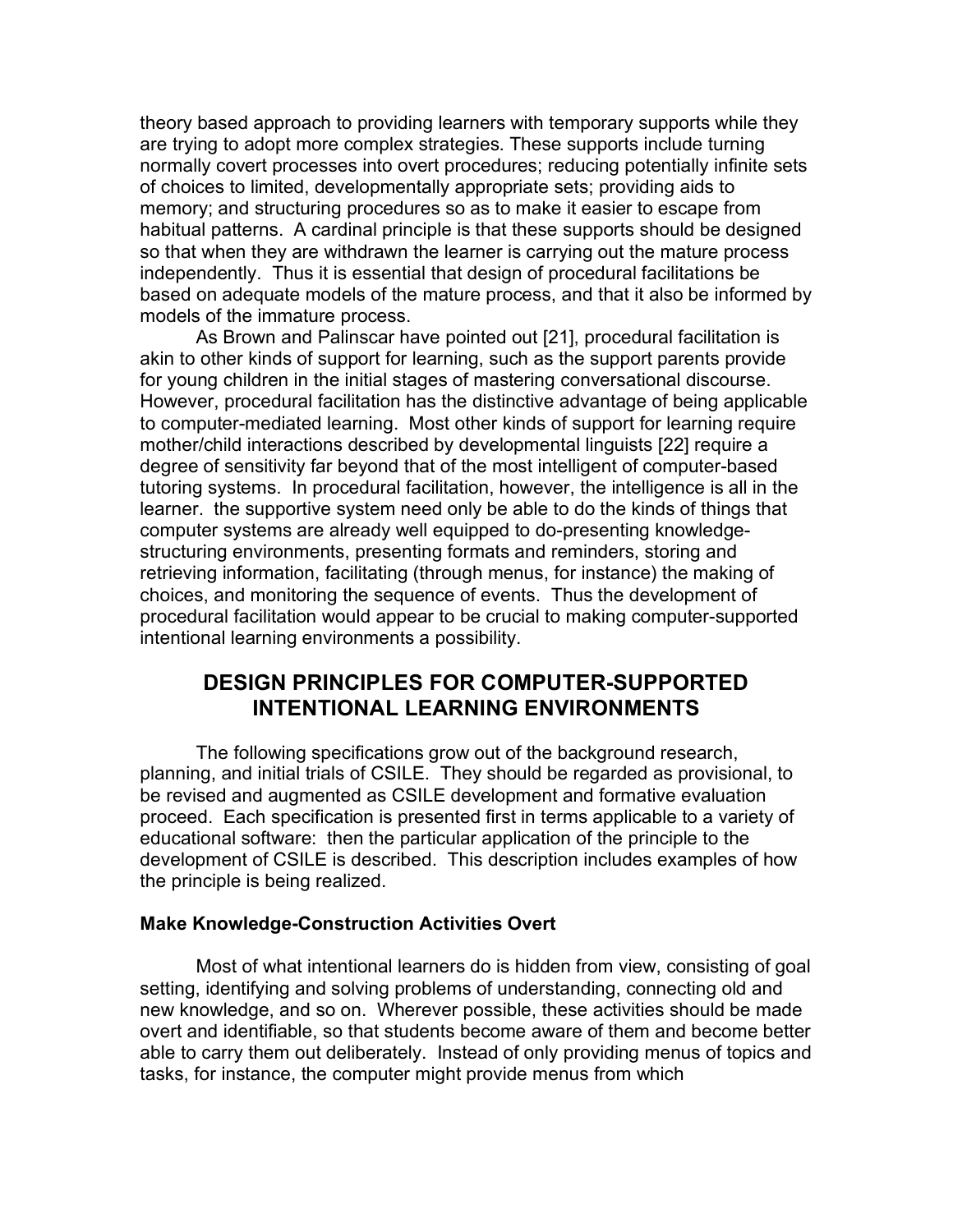theory based approach to providing learners with temporary supports while they are trying to adopt more complex strategies. These supports include turning normally covert processes into overt procedures; reducing potentially infinite sets of choices to limited, developmentally appropriate sets; providing aids to memory; and structuring procedures so as to make it easier to escape from habitual patterns. A cardinal principle is that these supports should be designed so that when they are withdrawn the learner is carrying out the mature process independently. Thus it is essential that design of procedural facilitations be based on adequate models of the mature process, and that it also be informed by models of the immature process.

As Brown and Palinscar have pointed out [21], procedural facilitation is akin to other kinds of support for learning, such as the support parents provide for young children in the initial stages of mastering conversational discourse. However, procedural facilitation has the distinctive advantage of being applicable to computer-mediated learning. Most other kinds of support for learning require mother/child interactions described by developmental linguists [22] require a degree of sensitivity far beyond that of the most intelligent of computer-based tutoring systems. In procedural facilitation, however, the intelligence is all in the learner. the supportive system need only be able to do the kinds of things that computer systems are already well equipped to do-presenting knowledge-structuring environments, presenting formats and reminders, storing and retrieving information, facilitating (through menus, for instance) the making of choices, and monitoring the sequence of events. Thus the development of procedural facilitation would appear to be crucial to making computer-supported intentional learning environments a possibility.

## DESIGN PRINCIPLES FOR COMPUTER-SUPPORTED INTENTIONAL LEARNING ENVIRONMENTS

The following specifications grow out of the background research, planning, and initial trials of CSILE. They should be regarded as provisional, to be revised and augmented as CSILE development and formative evaluation proceed. Each specification is presented first in terms applicable to a variety of educational software: then the particular application of the principle to the development of CSILE is described. This description includes examples of how the principle is being realized.

### Make Knowledge-Construction Activities Overt

Most of what intentional learners do is hidden from view, consisting of goal setting, identifying and solving problems of understanding, connecting old and new knowledge, and so on. Wherever possible, these activities should be made overt and identifiable, so that students become aware of them and become better able to carry them out deliberately. Instead of only providing menus of topics and tasks, for instance, the computer might provide menus from which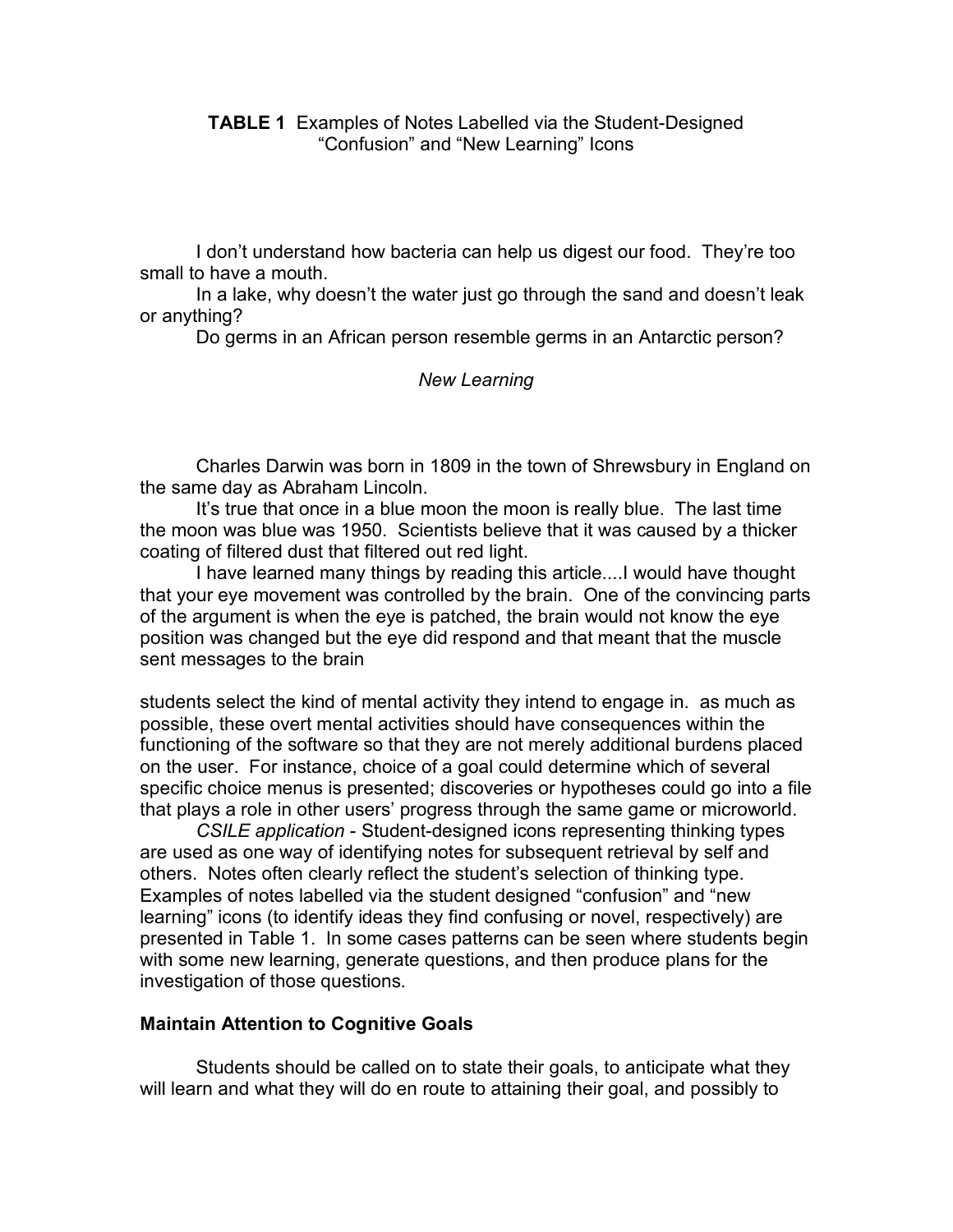**TABLE 1** Examples of Notes Labelled via the Student-Designed "Confusion" and "New Learning" Icons

I don't understand how bacteria can help us digest our food. They're too small to have a mouth.

In a lake, why doesn't the water just go through the sand and doesn't leak or anything?

Do germs in an African person resemble germs in an Antarctic person?

*New Learning*

Charles Darwin was born in 1809 in the town of Shrewsbury in England on the same day as Abraham Lincoln.

It's true that once in a blue moon the moon is really blue. The last time the moon was blue was 1950. Scientists believe that it was caused by a thicker coating of filtered dust that filtered out red light.

I have learned many things by reading this article....I would have thought that your eye movement was controlled by the brain. One of the convincing parts of the argument is when the eye is patched, the brain would not know the eye position was changed but the eye did respond and that meant that the muscle sent messages to the brain

students select the kind of mental activity they intend to engage in. as much as possible, these overt mental activities should have consequences within the functioning of the software so that they are not merely additional burdens placed on the user. For instance, choice of a goal could determine which of several specific choice menus is presented; discoveries or hypotheses could go into a file that plays a role in other users' progress through the same game or microworld.

*CSILE application* - Student-designed icons representing thinking types are used as one way of identifying notes for subsequent retrieval by self and others. Notes often clearly reflect the student's selection of thinking type. Examples of notes labelled via the student designed "confusion" and "new learning" icons (to identify ideas they find confusing or novel, respectively) are presented in Table 1. In some cases patterns can be seen where students begin with some new learning, generate questions, and then produce plans for the investigation of those questions.

### Maintain Attention to Cognitive Goals

Students should be called on to state their goals, to anticipate what they will learn and what they will do en route to attaining their goal, and possibly to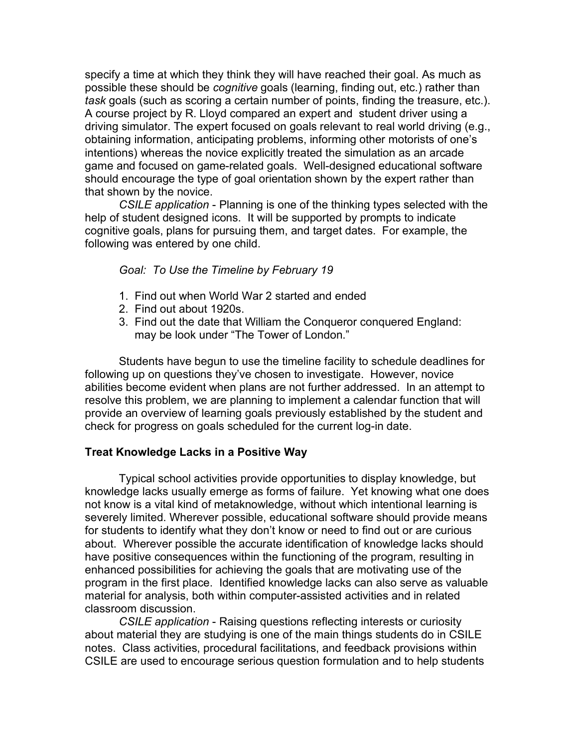specify a time at which they think they will have reached their goal. As much as possible these should be *cognitive* goals (learning, finding out, etc.) rather than *task* goals (such as scoring a certain number of points, finding the treasure, etc.). A course project by R. Lloyd compared an expert and student driver using a driving simulator. The expert focused on goals relevant to real world driving (e.g., obtaining information, anticipating problems, informing other motorists of one's intentions) whereas the novice explicitly treated the simulation as an arcade game and focused on game-related goals. Well-designed educational software should encourage the type of goal orientation shown by the expert rather than that shown by the novice.

*CSILE application* - Planning is one of the thinking types selected with the help of student designed icons. It will be supported by prompts to indicate cognitive goals, plans for pursuing them, and target dates. For example, the following was entered by one child.

*Goal: To Use the Timeline by February 19*

1. Find out when World War 2 started and ended
2. Find out about 1920s.
3. Find out the date that William the Conqueror conquered England: may be look under "The Tower of London."

Students have begun to use the timeline facility to schedule deadlines for following up on questions they've chosen to investigate. However, novice abilities become evident when plans are not further addressed. In an attempt to resolve this problem, we are planning to implement a calendar function that will provide an overview of learning goals previously established by the student and check for progress on goals scheduled for the current log-in date.

## Treat Knowledge Lacks in a Positive Way

Typical school activities provide opportunities to display knowledge, but knowledge lacks usually emerge as forms of failure. Yet knowing what one does not know is a vital kind of metaknowledge, without which intentional learning is severely limited. Wherever possible, educational software should provide means for students to identify what they don't know or need to find out or are curious about. Wherever possible the accurate identification of knowledge lacks should have positive consequences within the functioning of the program, resulting in enhanced possibilities for achieving the goals that are motivating use of the program in the first place. Identified knowledge lacks can also serve as valuable material for analysis, both within computer-assisted activities and in related classroom discussion.

*CSILE application* - Raising questions reflecting interests or curiosity about material they are studying is one of the main things students do in CSILE notes. Class activities, procedural facilitations, and feedback provisions within CSILE are used to encourage serious question formulation and to help students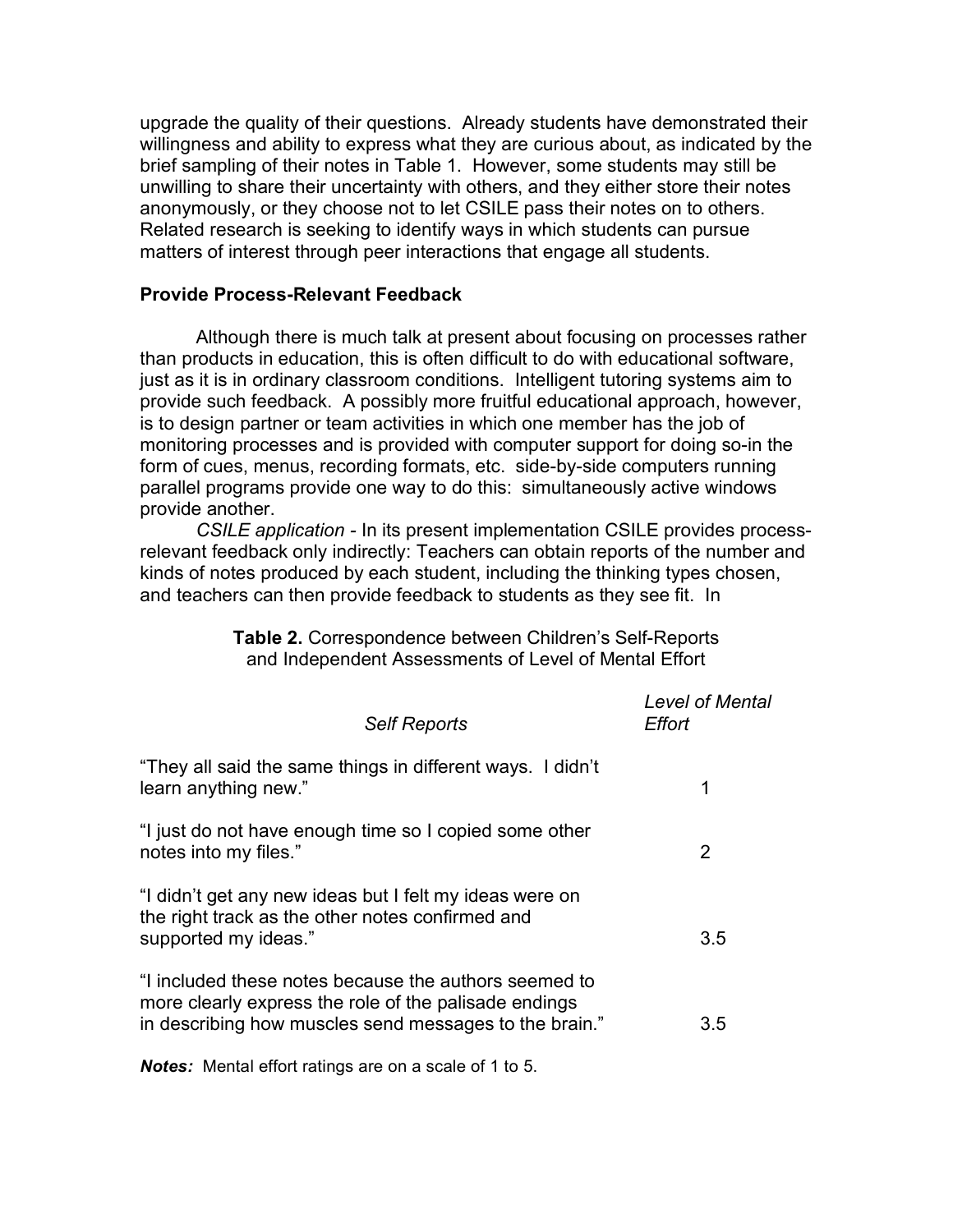upgrade the quality of their questions. Already students have demonstrated their willingness and ability to express what they are curious about, as indicated by the brief sampling of their notes in Table 1. However, some students may still be unwilling to share their uncertainty with others, and they either store their notes anonymously, or they choose not to let CSILE pass their notes on to others. Related research is seeking to identify ways in which students can pursue matters of interest through peer interactions that engage all students.

### Provide Process-Relevant Feedback

Although there is much talk at present about focusing on processes rather than products in education, this is often difficult to do with educational software, just as it is in ordinary classroom conditions. Intelligent tutoring systems aim to provide such feedback. A possibly more fruitful educational approach, however, is to design partner or team activities in which one member has the job of monitoring processes and is provided with computer support for doing so-in the form of cues, menus, recording formats, etc. side-by-side computers running parallel programs provide one way to do this: simultaneously active windows provide another.

*CSILE application* - In its present implementation CSILE provides process-relevant feedback only indirectly: Teachers can obtain reports of the number and kinds of notes produced by each student, including the thinking types chosen, and teachers can then provide feedback to students as they see fit. In

**Table 2.** Correspondence between Children's Self-Reports and Independent Assessments of Level of Mental Effort

| *Self Reports* | *Level of Mental Effort* |
|---|---|
| "They all said the same things in different ways. I didn't learn anything new." | 1 |
| "I just do not have enough time so I copied some other notes into my files." | 2 |
| "I didn't get any new ideas but I felt my ideas were on the right track as the other notes confirmed and supported my ideas." | 3.5 |
| "I included these notes because the authors seemed to more clearly express the role of the palisade endings in describing how muscles send messages to the brain." | 3.5 |

***Notes:*** Mental effort ratings are on a scale of 1 to 5.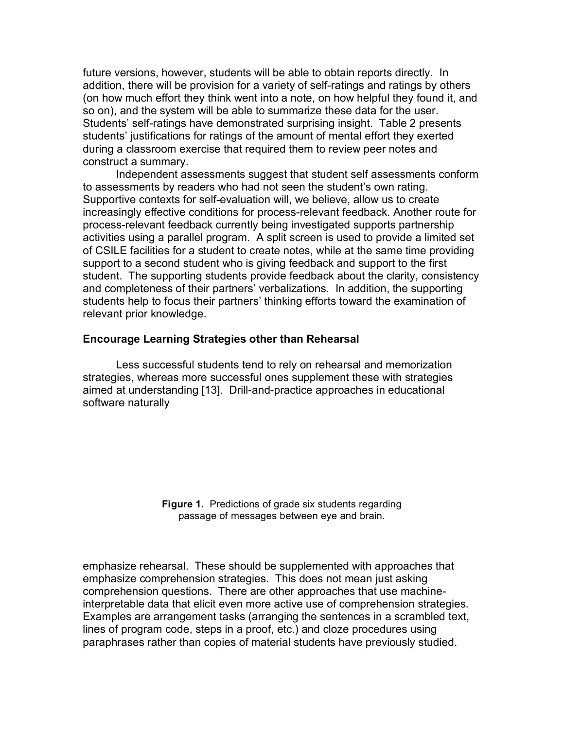future versions, however, students will be able to obtain reports directly. In addition, there will be provision for a variety of self-ratings and ratings by others (on how much effort they think went into a note, on how helpful they found it, and so on), and the system will be able to summarize these data for the user. Students' self-ratings have demonstrated surprising insight. Table 2 presents students' justifications for ratings of the amount of mental effort they exerted during a classroom exercise that required them to review peer notes and construct a summary.

Independent assessments suggest that student self assessments conform to assessments by readers who had not seen the student's own rating. Supportive contexts for self-evaluation will, we believe, allow us to create increasingly effective conditions for process-relevant feedback. Another route for process-relevant feedback currently being investigated supports partnership activities using a parallel program. A split screen is used to provide a limited set of CSILE facilities for a student to create notes, while at the same time providing support to a second student who is giving feedback and support to the first student. The supporting students provide feedback about the clarity, consistency and completeness of their partners' verbalizations. In addition, the supporting students help to focus their partners' thinking efforts toward the examination of relevant prior knowledge.

### Encourage Learning Strategies other than Rehearsal

Less successful students tend to rely on rehearsal and memorization strategies, whereas more successful ones supplement these with strategies aimed at understanding [13]. Drill-and-practice approaches in educational software naturally

**Figure 1.** Predictions of grade six students regarding passage of messages between eye and brain.

emphasize rehearsal. These should be supplemented with approaches that emphasize comprehension strategies. This does not mean just asking comprehension questions. There are other approaches that use machine-interpretable data that elicit even more active use of comprehension strategies. Examples are arrangement tasks (arranging the sentences in a scrambled text, lines of program code, steps in a proof, etc.) and cloze procedures using paraphrases rather than copies of material students have previously studied.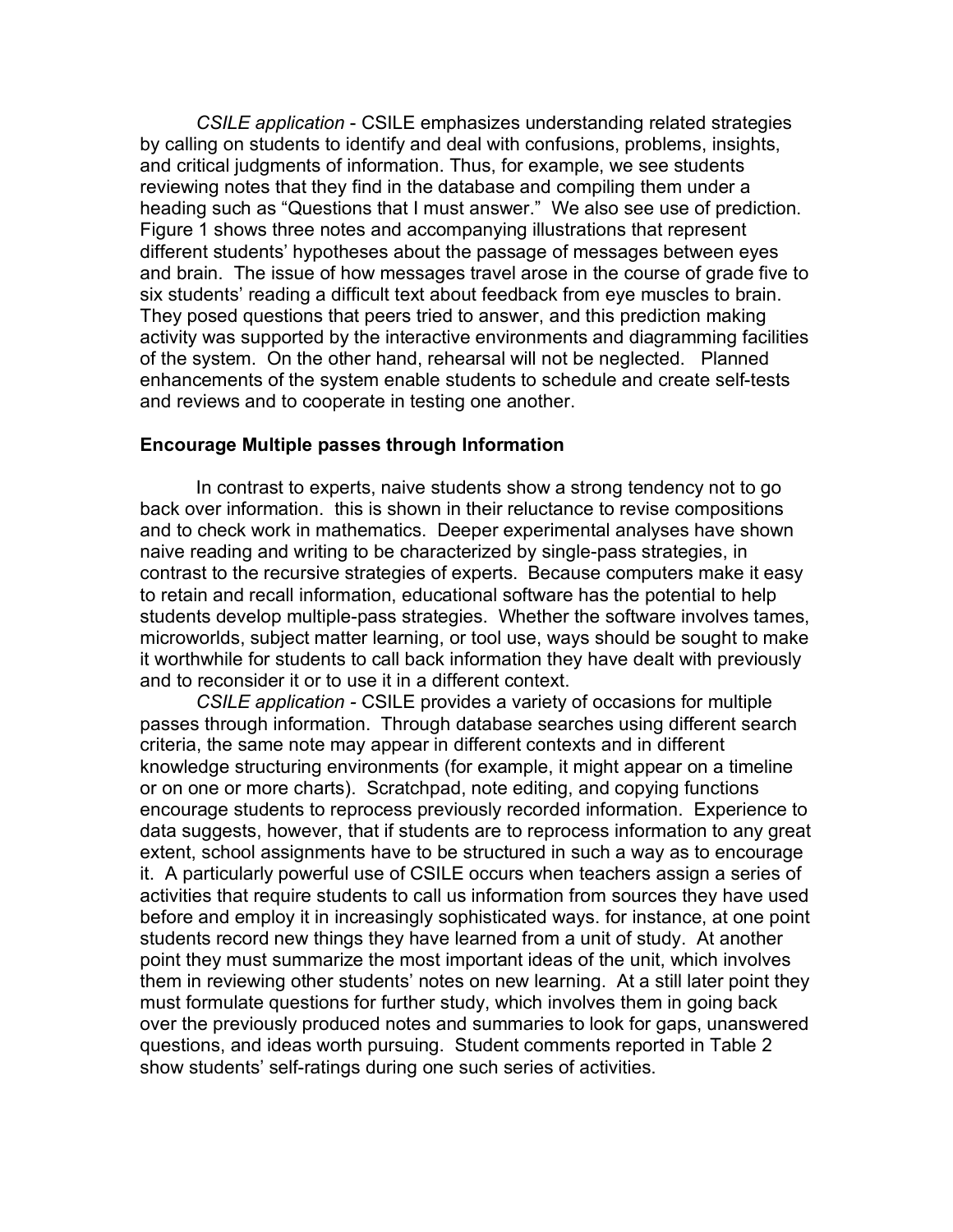*CSILE application* - CSILE emphasizes understanding related strategies by calling on students to identify and deal with confusions, problems, insights, and critical judgments of information. Thus, for example, we see students reviewing notes that they find in the database and compiling them under a heading such as "Questions that I must answer." We also see use of prediction. Figure 1 shows three notes and accompanying illustrations that represent different students' hypotheses about the passage of messages between eyes and brain. The issue of how messages travel arose in the course of grade five to six students' reading a difficult text about feedback from eye muscles to brain. They posed questions that peers tried to answer, and this prediction making activity was supported by the interactive environments and diagramming facilities of the system. On the other hand, rehearsal will not be neglected. Planned enhancements of the system enable students to schedule and create self-tests and reviews and to cooperate in testing one another.

### Encourage Multiple passes through Information

In contrast to experts, naive students show a strong tendency not to go back over information. this is shown in their reluctance to revise compositions and to check work in mathematics. Deeper experimental analyses have shown naive reading and writing to be characterized by single-pass strategies, in contrast to the recursive strategies of experts. Because computers make it easy to retain and recall information, educational software has the potential to help students develop multiple-pass strategies. Whether the software involves tames, microworlds, subject matter learning, or tool use, ways should be sought to make it worthwhile for students to call back information they have dealt with previously and to reconsider it or to use it in a different context.

*CSILE application* - CSILE provides a variety of occasions for multiple passes through information. Through database searches using different search criteria, the same note may appear in different contexts and in different knowledge structuring environments (for example, it might appear on a timeline or on one or more charts). Scratchpad, note editing, and copying functions encourage students to reprocess previously recorded information. Experience to data suggests, however, that if students are to reprocess information to any great extent, school assignments have to be structured in such a way as to encourage it. A particularly powerful use of CSILE occurs when teachers assign a series of activities that require students to call us information from sources they have used before and employ it in increasingly sophisticated ways. for instance, at one point students record new things they have learned from a unit of study. At another point they must summarize the most important ideas of the unit, which involves them in reviewing other students' notes on new learning. At a still later point they must formulate questions for further study, which involves them in going back over the previously produced notes and summaries to look for gaps, unanswered questions, and ideas worth pursuing. Student comments reported in Table 2 show students' self-ratings during one such series of activities.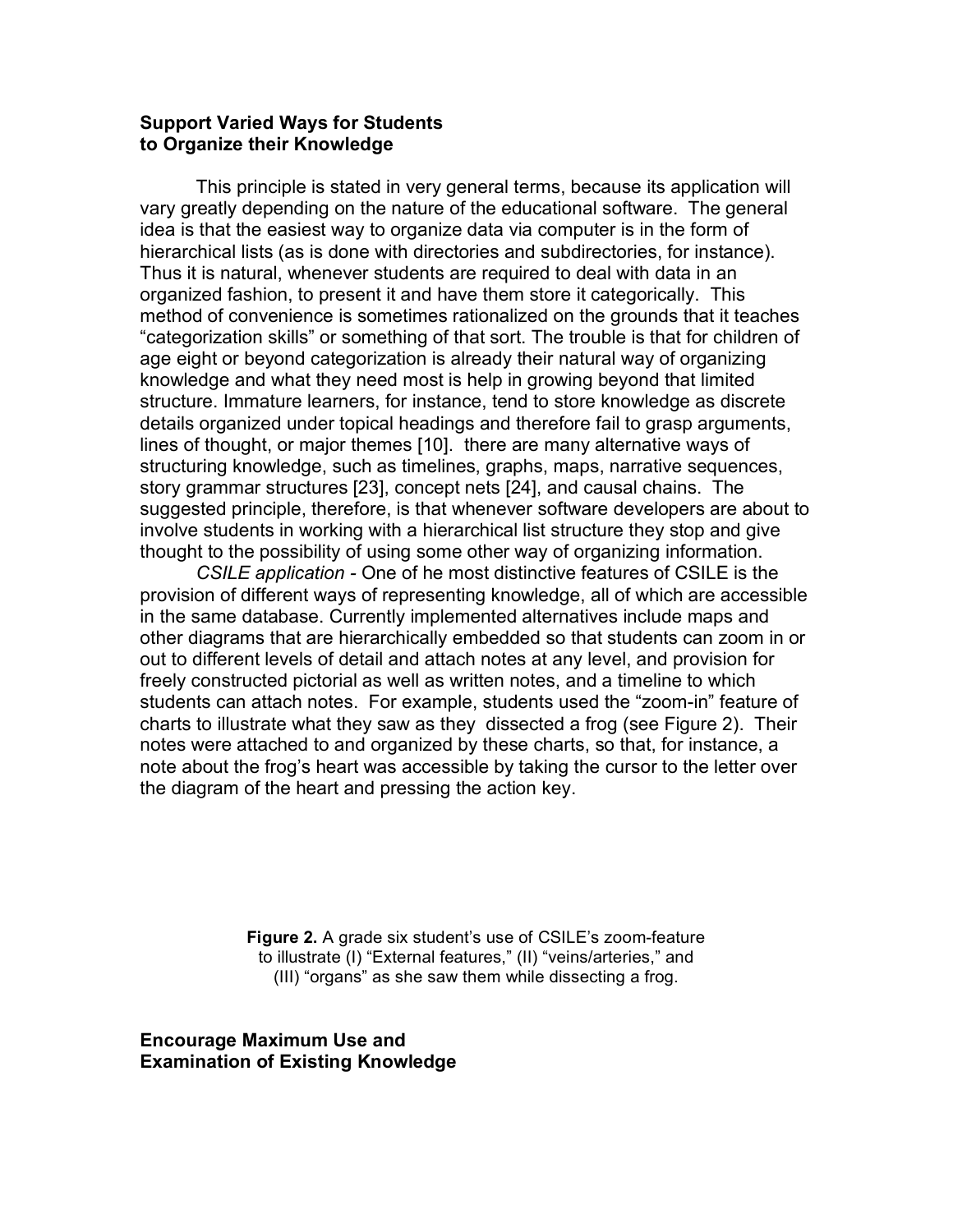## Support Varied Ways for Students to Organize their Knowledge

This principle is stated in very general terms, because its application will vary greatly depending on the nature of the educational software. The general idea is that the easiest way to organize data via computer is in the form of hierarchical lists (as is done with directories and subdirectories, for instance). Thus it is natural, whenever students are required to deal with data in an organized fashion, to present it and have them store it categorically. This method of convenience is sometimes rationalized on the grounds that it teaches "categorization skills" or something of that sort. The trouble is that for children of age eight or beyond categorization is already their natural way of organizing knowledge and what they need most is help in growing beyond that limited structure. Immature learners, for instance, tend to store knowledge as discrete details organized under topical headings and therefore fail to grasp arguments, lines of thought, or major themes [10]. there are many alternative ways of structuring knowledge, such as timelines, graphs, maps, narrative sequences, story grammar structures [23], concept nets [24], and causal chains. The suggested principle, therefore, is that whenever software developers are about to involve students in working with a hierarchical list structure they stop and give thought to the possibility of using some other way of organizing information.

*CSILE application* - One of he most distinctive features of CSILE is the provision of different ways of representing knowledge, all of which are accessible in the same database. Currently implemented alternatives include maps and other diagrams that are hierarchically embedded so that students can zoom in or out to different levels of detail and attach notes at any level, and provision for freely constructed pictorial as well as written notes, and a timeline to which students can attach notes. For example, students used the "zoom-in" feature of charts to illustrate what they saw as they dissected a frog (see Figure 2). Their notes were attached to and organized by these charts, so that, for instance, a note about the frog's heart was accessible by taking the cursor to the letter over the diagram of the heart and pressing the action key.

**Figure 2.** A grade six student's use of CSILE's zoom-feature to illustrate (I) "External features," (II) "veins/arteries," and (III) "organs" as she saw them while dissecting a frog.

## Encourage Maximum Use and Examination of Existing Knowledge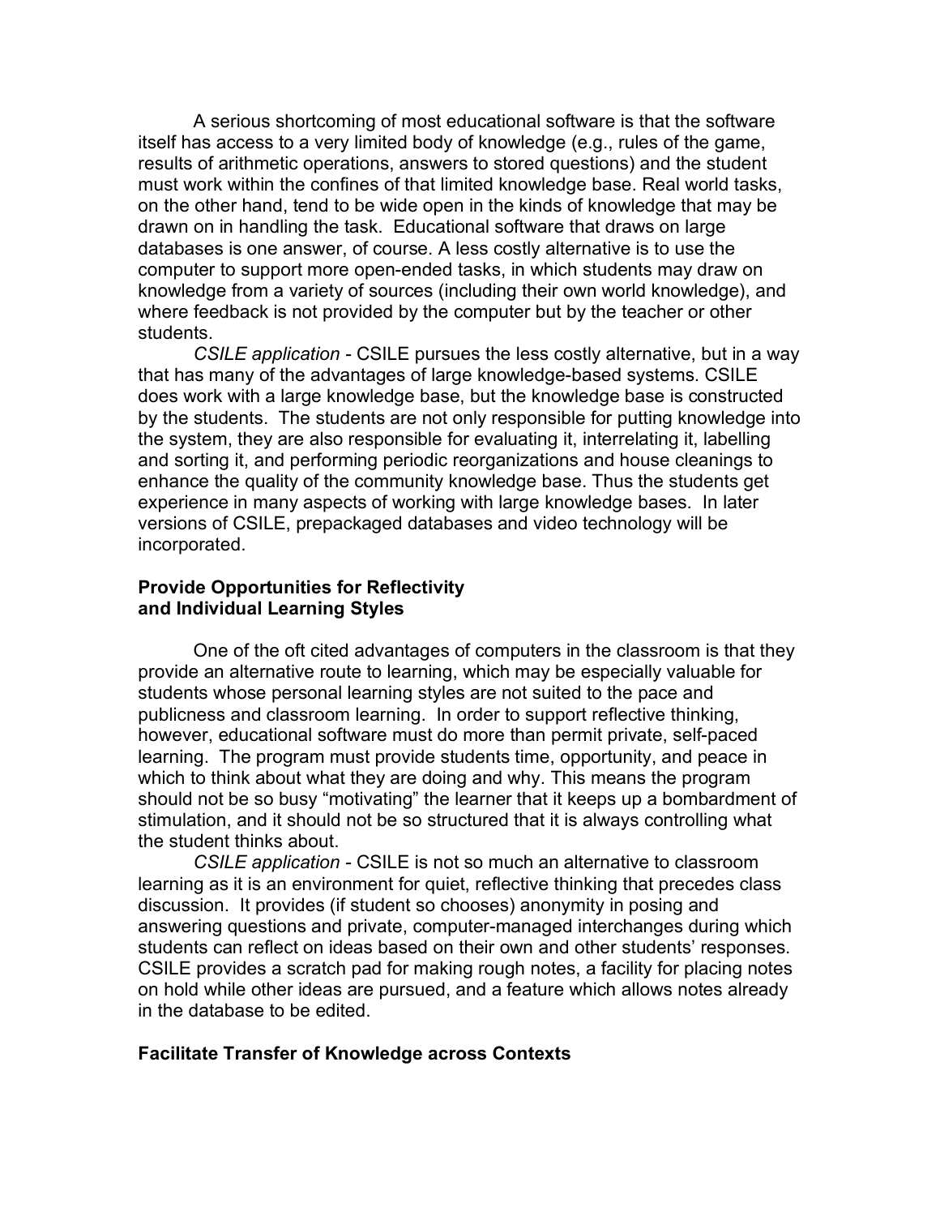A serious shortcoming of most educational software is that the software itself has access to a very limited body of knowledge (e.g., rules of the game, results of arithmetic operations, answers to stored questions) and the student must work within the confines of that limited knowledge base. Real world tasks, on the other hand, tend to be wide open in the kinds of knowledge that may be drawn on in handling the task. Educational software that draws on large databases is one answer, of course. A less costly alternative is to use the computer to support more open-ended tasks, in which students may draw on knowledge from a variety of sources (including their own world knowledge), and where feedback is not provided by the computer but by the teacher or other students.

*CSILE application* - CSILE pursues the less costly alternative, but in a way that has many of the advantages of large knowledge-based systems. CSILE does work with a large knowledge base, but the knowledge base is constructed by the students. The students are not only responsible for putting knowledge into the system, they are also responsible for evaluating it, interrelating it, labelling and sorting it, and performing periodic reorganizations and house cleanings to enhance the quality of the community knowledge base. Thus the students get experience in many aspects of working with large knowledge bases. In later versions of CSILE, prepackaged databases and video technology will be incorporated.

**Provide Opportunities for Reflectivity and Individual Learning Styles**

One of the oft cited advantages of computers in the classroom is that they provide an alternative route to learning, which may be especially valuable for students whose personal learning styles are not suited to the pace and publicness and classroom learning. In order to support reflective thinking, however, educational software must do more than permit private, self-paced learning. The program must provide students time, opportunity, and peace in which to think about what they are doing and why. This means the program should not be so busy "motivating" the learner that it keeps up a bombardment of stimulation, and it should not be so structured that it is always controlling what the student thinks about.

*CSILE application* - CSILE is not so much an alternative to classroom learning as it is an environment for quiet, reflective thinking that precedes class discussion. It provides (if student so chooses) anonymity in posing and answering questions and private, computer-managed interchanges during which students can reflect on ideas based on their own and other students' responses. CSILE provides a scratch pad for making rough notes, a facility for placing notes on hold while other ideas are pursued, and a feature which allows notes already in the database to be edited.

**Facilitate Transfer of Knowledge across Contexts**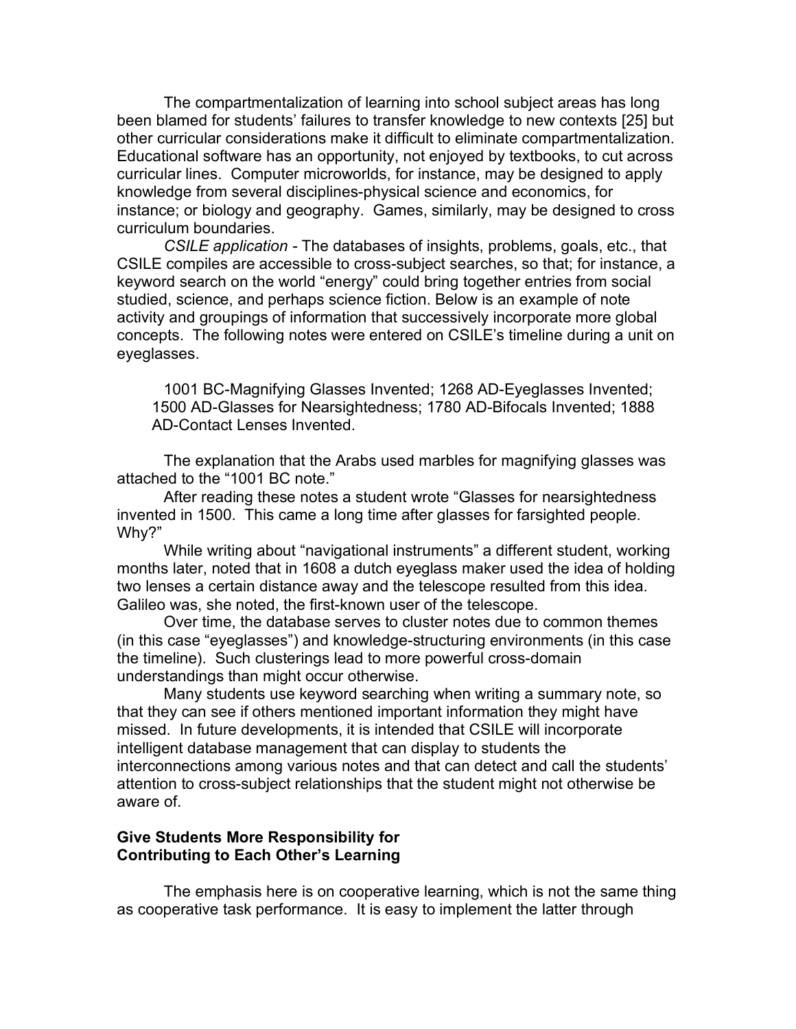The compartmentalization of learning into school subject areas has long been blamed for students' failures to transfer knowledge to new contexts [25] but other curricular considerations make it difficult to eliminate compartmentalization. Educational software has an opportunity, not enjoyed by textbooks, to cut across curricular lines. Computer microworlds, for instance, may be designed to apply knowledge from several disciplines-physical science and economics, for instance; or biology and geography. Games, similarly, may be designed to cross curriculum boundaries.

*CSILE application* - The databases of insights, problems, goals, etc., that CSILE compiles are accessible to cross-subject searches, so that; for instance, a keyword search on the world "energy" could bring together entries from social studied, science, and perhaps science fiction. Below is an example of note activity and groupings of information that successively incorporate more global concepts. The following notes were entered on CSILE's timeline during a unit on eyeglasses.

> 1001 BC-Magnifying Glasses Invented; 1268 AD-Eyeglasses Invented; 1500 AD-Glasses for Nearsightedness; 1780 AD-Bifocals Invented; 1888 AD-Contact Lenses Invented.

The explanation that the Arabs used marbles for magnifying glasses was attached to the "1001 BC note."

After reading these notes a student wrote "Glasses for nearsightedness invented in 1500. This came a long time after glasses for farsighted people. Why?"

While writing about "navigational instruments" a different student, working months later, noted that in 1608 a dutch eyeglass maker used the idea of holding two lenses a certain distance away and the telescope resulted from this idea. Galileo was, she noted, the first-known user of the telescope.

Over time, the database serves to cluster notes due to common themes (in this case "eyeglasses") and knowledge-structuring environments (in this case the timeline). Such clusterings lead to more powerful cross-domain understandings than might occur otherwise.

Many students use keyword searching when writing a summary note, so that they can see if others mentioned important information they might have missed. In future developments, it is intended that CSILE will incorporate intelligent database management that can display to students the interconnections among various notes and that can detect and call the students' attention to cross-subject relationships that the student might not otherwise be aware of.

**Give Students More Responsibility for Contributing to Each Other's Learning**

The emphasis here is on cooperative learning, which is not the same thing as cooperative task performance. It is easy to implement the latter through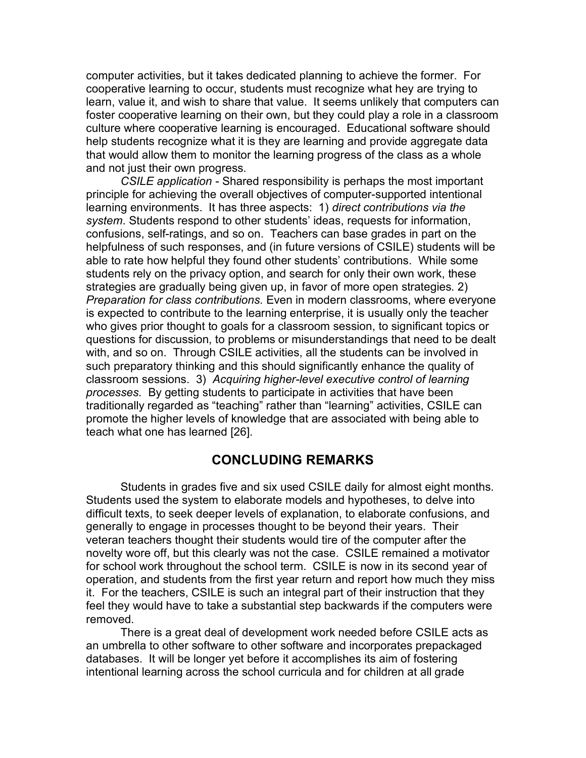computer activities, but it takes dedicated planning to achieve the former. For cooperative learning to occur, students must recognize what hey are trying to learn, value it, and wish to share that value. It seems unlikely that computers can foster cooperative learning on their own, but they could play a role in a classroom culture where cooperative learning is encouraged. Educational software should help students recognize what it is they are learning and provide aggregate data that would allow them to monitor the learning progress of the class as a whole and not just their own progress.

*CSILE application* - Shared responsibility is perhaps the most important principle for achieving the overall objectives of computer-supported intentional learning environments. It has three aspects: 1) *direct contributions via the system*. Students respond to other students' ideas, requests for information, confusions, self-ratings, and so on. Teachers can base grades in part on the helpfulness of such responses, and (in future versions of CSILE) students will be able to rate how helpful they found other students' contributions. While some students rely on the privacy option, and search for only their own work, these strategies are gradually being given up, in favor of more open strategies. 2) *Preparation for class contributions.* Even in modern classrooms, where everyone is expected to contribute to the learning enterprise, it is usually only the teacher who gives prior thought to goals for a classroom session, to significant topics or questions for discussion, to problems or misunderstandings that need to be dealt with, and so on. Through CSILE activities, all the students can be involved in such preparatory thinking and this should significantly enhance the quality of classroom sessions. 3) *Acquiring higher-level executive control of learning processes.* By getting students to participate in activities that have been traditionally regarded as "teaching" rather than "learning" activities, CSILE can promote the higher levels of knowledge that are associated with being able to teach what one has learned [26].

## CONCLUDING REMARKS

Students in grades five and six used CSILE daily for almost eight months. Students used the system to elaborate models and hypotheses, to delve into difficult texts, to seek deeper levels of explanation, to elaborate confusions, and generally to engage in processes thought to be beyond their years. Their veteran teachers thought their students would tire of the computer after the novelty wore off, but this clearly was not the case. CSILE remained a motivator for school work throughout the school term. CSILE is now in its second year of operation, and students from the first year return and report how much they miss it. For the teachers, CSILE is such an integral part of their instruction that they feel they would have to take a substantial step backwards if the computers were removed.

There is a great deal of development work needed before CSILE acts as an umbrella to other software to other software and incorporates prepackaged databases. It will be longer yet before it accomplishes its aim of fostering intentional learning across the school curricula and for children at all grade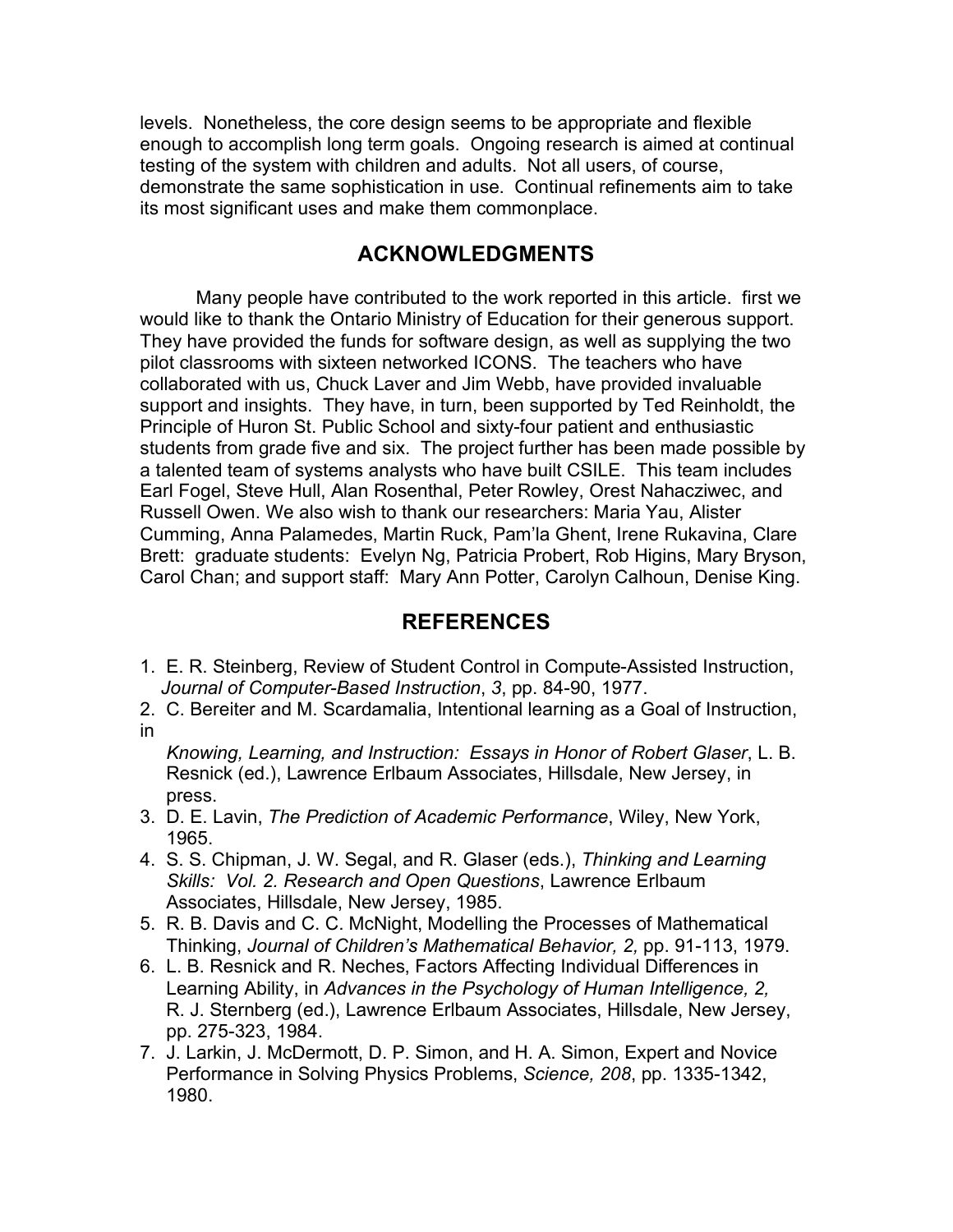levels. Nonetheless, the core design seems to be appropriate and flexible enough to accomplish long term goals. Ongoing research is aimed at continual testing of the system with children and adults. Not all users, of course, demonstrate the same sophistication in use. Continual refinements aim to take its most significant uses and make them commonplace.

## ACKNOWLEDGMENTS

Many people have contributed to the work reported in this article. first we would like to thank the Ontario Ministry of Education for their generous support. They have provided the funds for software design, as well as supplying the two pilot classrooms with sixteen networked ICONS. The teachers who have collaborated with us, Chuck Laver and Jim Webb, have provided invaluable support and insights. They have, in turn, been supported by Ted Reinholdt, the Principle of Huron St. Public School and sixty-four patient and enthusiastic students from grade five and six. The project further has been made possible by a talented team of systems analysts who have built CSILE. This team includes Earl Fogel, Steve Hull, Alan Rosenthal, Peter Rowley, Orest Nahacziwec, and Russell Owen. We also wish to thank our researchers: Maria Yau, Alister Cumming, Anna Palamedes, Martin Ruck, Pam'la Ghent, Irene Rukavina, Clare Brett: graduate students: Evelyn Ng, Patricia Probert, Rob Higins, Mary Bryson, Carol Chan; and support staff: Mary Ann Potter, Carolyn Calhoun, Denise King.

## REFERENCES

1. E. R. Steinberg, Review of Student Control in Compute-Assisted Instruction, *Journal of Computer-Based Instruction*, *3*, pp. 84-90, 1977.
2. C. Bereiter and M. Scardamalia, Intentional learning as a Goal of Instruction, in *Knowing, Learning, and Instruction: Essays in Honor of Robert Glaser*, L. B. Resnick (ed.), Lawrence Erlbaum Associates, Hillsdale, New Jersey, in press.
3. D. E. Lavin, *The Prediction of Academic Performance*, Wiley, New York, 1965.
4. S. S. Chipman, J. W. Segal, and R. Glaser (eds.), *Thinking and Learning Skills: Vol. 2. Research and Open Questions*, Lawrence Erlbaum Associates, Hillsdale, New Jersey, 1985.
5. R. B. Davis and C. C. McNight, Modelling the Processes of Mathematical Thinking, *Journal of Children's Mathematical Behavior, 2,* pp. 91-113, 1979.
6. L. B. Resnick and R. Neches, Factors Affecting Individual Differences in Learning Ability, in *Advances in the Psychology of Human Intelligence, 2,* R. J. Sternberg (ed.), Lawrence Erlbaum Associates, Hillsdale, New Jersey, pp. 275-323, 1984.
7. J. Larkin, J. McDermott, D. P. Simon, and H. A. Simon, Expert and Novice Performance in Solving Physics Problems, *Science, 208*, pp. 1335-1342, 1980.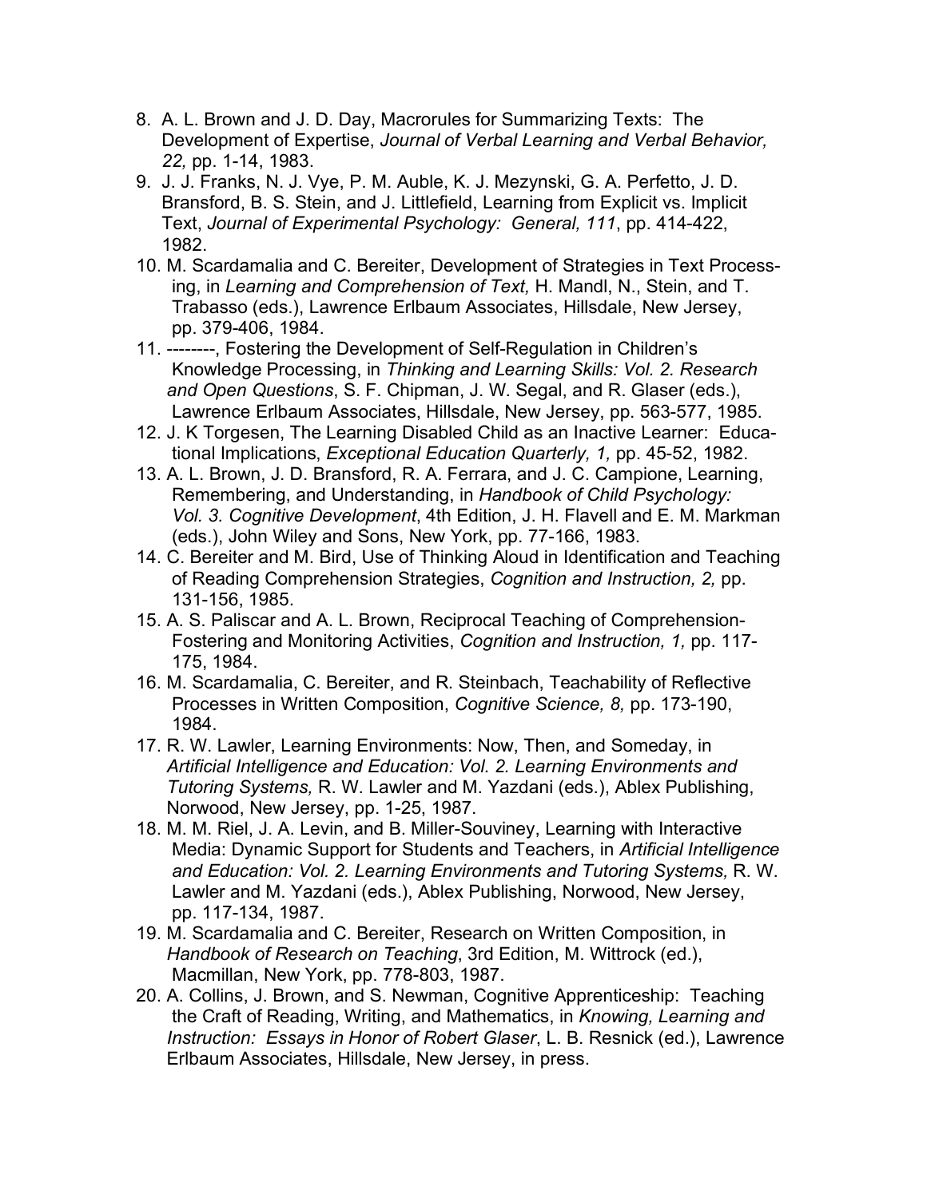8. A. L. Brown and J. D. Day, Macrorules for Summarizing Texts: The Development of Expertise, *Journal of Verbal Learning and Verbal Behavior, 22,* pp. 1-14, 1983.
9. J. J. Franks, N. J. Vye, P. M. Auble, K. J. Mezynski, G. A. Perfetto, J. D. Bransford, B. S. Stein, and J. Littlefield, Learning from Explicit vs. Implicit Text, *Journal of Experimental Psychology: General, 111*, pp. 414-422, 1982.
10. M. Scardamalia and C. Bereiter, Development of Strategies in Text Processing, in *Learning and Comprehension of Text,* H. Mandl, N., Stein, and T. Trabasso (eds.), Lawrence Erlbaum Associates, Hillsdale, New Jersey, pp. 379-406, 1984.
11. --------, Fostering the Development of Self-Regulation in Children's Knowledge Processing, in *Thinking and Learning Skills: Vol. 2. Research and Open Questions*, S. F. Chipman, J. W. Segal, and R. Glaser (eds.), Lawrence Erlbaum Associates, Hillsdale, New Jersey, pp. 563-577, 1985.
12. J. K Torgesen, The Learning Disabled Child as an Inactive Learner: Educational Implications, *Exceptional Education Quarterly, 1,* pp. 45-52, 1982.
13. A. L. Brown, J. D. Bransford, R. A. Ferrara, and J. C. Campione, Learning, Remembering, and Understanding, in *Handbook of Child Psychology: Vol. 3. Cognitive Development*, 4th Edition, J. H. Flavell and E. M. Markman (eds.), John Wiley and Sons, New York, pp. 77-166, 1983.
14. C. Bereiter and M. Bird, Use of Thinking Aloud in Identification and Teaching of Reading Comprehension Strategies, *Cognition and Instruction, 2,* pp. 131-156, 1985.
15. A. S. Paliscar and A. L. Brown, Reciprocal Teaching of Comprehension-Fostering and Monitoring Activities, *Cognition and Instruction, 1,* pp. 117-175, 1984.
16. M. Scardamalia, C. Bereiter, and R. Steinbach, Teachability of Reflective Processes in Written Composition, *Cognitive Science, 8,* pp. 173-190, 1984.
17. R. W. Lawler, Learning Environments: Now, Then, and Someday, in *Artificial Intelligence and Education: Vol. 2. Learning Environments and Tutoring Systems,* R. W. Lawler and M. Yazdani (eds.), Ablex Publishing, Norwood, New Jersey, pp. 1-25, 1987.
18. M. M. Riel, J. A. Levin, and B. Miller-Souviney, Learning with Interactive Media: Dynamic Support for Students and Teachers, in *Artificial Intelligence and Education: Vol. 2. Learning Environments and Tutoring Systems,* R. W. Lawler and M. Yazdani (eds.), Ablex Publishing, Norwood, New Jersey, pp. 117-134, 1987.
19. M. Scardamalia and C. Bereiter, Research on Written Composition, in *Handbook of Research on Teaching*, 3rd Edition, M. Wittrock (ed.), Macmillan, New York, pp. 778-803, 1987.
20. A. Collins, J. Brown, and S. Newman, Cognitive Apprenticeship: Teaching the Craft of Reading, Writing, and Mathematics, in *Knowing, Learning and Instruction: Essays in Honor of Robert Glaser*, L. B. Resnick (ed.), Lawrence Erlbaum Associates, Hillsdale, New Jersey, in press.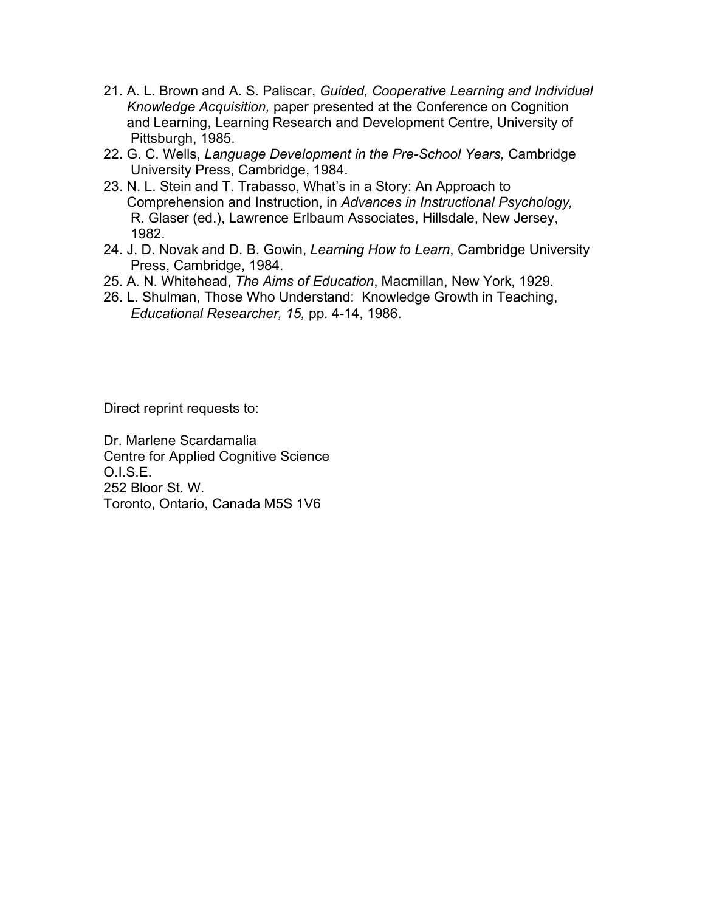21. A. L. Brown and A. S. Paliscar, *Guided, Cooperative Learning and Individual Knowledge Acquisition,* paper presented at the Conference on Cognition and Learning, Learning Research and Development Centre, University of Pittsburgh, 1985.
22. G. C. Wells, *Language Development in the Pre-School Years,* Cambridge University Press, Cambridge, 1984.
23. N. L. Stein and T. Trabasso, What's in a Story: An Approach to Comprehension and Instruction, in *Advances in Instructional Psychology,* R. Glaser (ed.), Lawrence Erlbaum Associates, Hillsdale, New Jersey, 1982.
24. J. D. Novak and D. B. Gowin, *Learning How to Learn*, Cambridge University Press, Cambridge, 1984.
25. A. N. Whitehead, *The Aims of Education*, Macmillan, New York, 1929.
26. L. Shulman, Those Who Understand: Knowledge Growth in Teaching, *Educational Researcher, 15,* pp. 4-14, 1986.

Direct reprint requests to:

Dr. Marlene Scardamalia
Centre for Applied Cognitive Science
O.I.S.E.
252 Bloor St. W.
Toronto, Ontario, Canada M5S 1V6